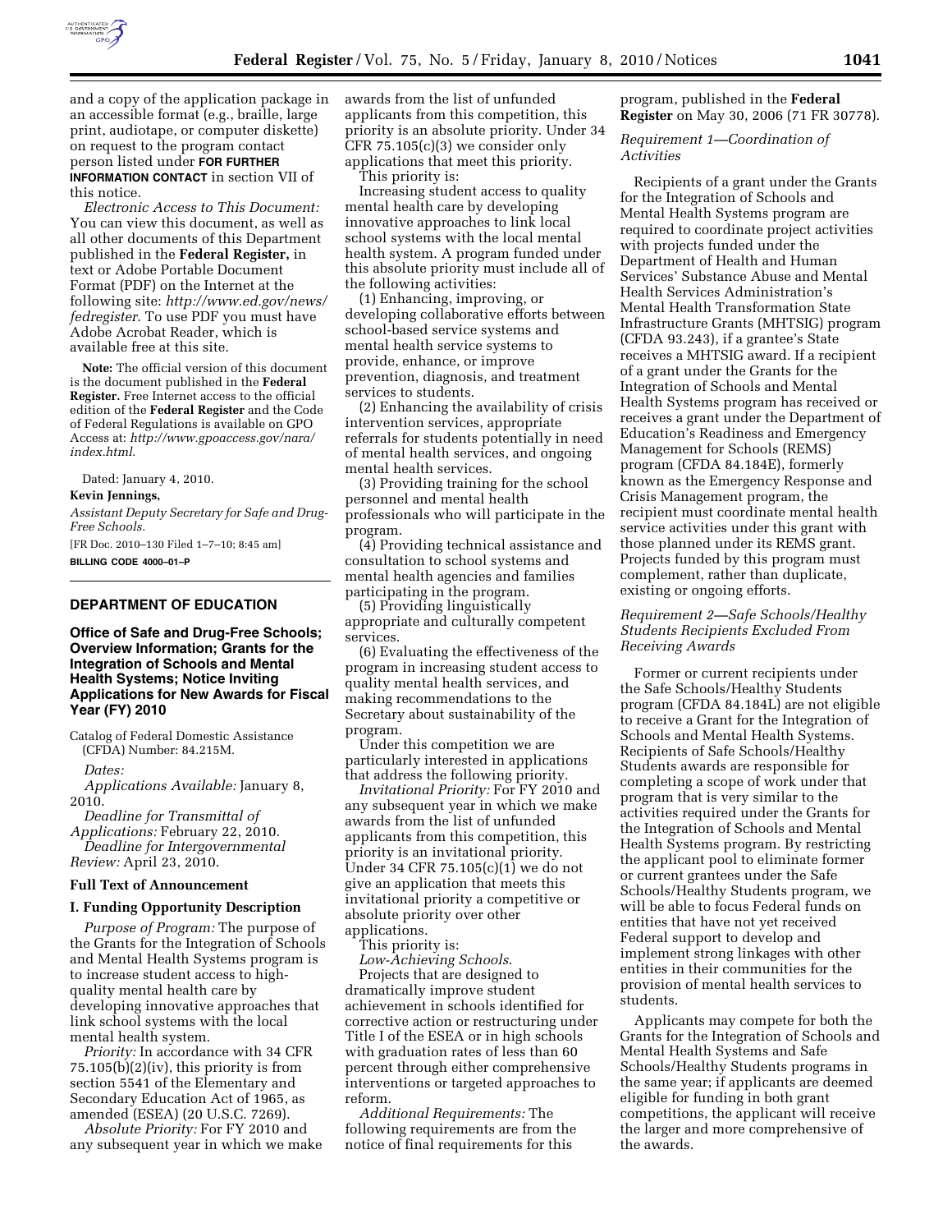and a copy of the application package in an accessible format (e.g., braille, large print, audiotape, or computer diskette) on request to the program contact person listed under **FOR FURTHER INFORMATION CONTACT** in section VII of this notice.

*Electronic Access to This Document:* You can view this document, as well as all other documents of this Department published in the **Federal Register,** in text or Adobe Portable Document Format (PDF) on the Internet at the following site: *http://www.ed.gov/news/fedregister*. To use PDF you must have Adobe Acrobat Reader, which is available free at this site.

**Note:** The official version of this document is the document published in the **Federal Register.** Free Internet access to the official edition of the **Federal Register** and the Code of Federal Regulations is available on GPO Access at: *http://www.gpoaccess.gov/nara/index.html*.

Dated: January 4, 2010.

**Kevin Jennings,**

*Assistant Deputy Secretary for Safe and Drug-Free Schools.*

[FR Doc. 2010–130 Filed 1–7–10; 8:45 am]

**BILLING CODE 4000–01–P**

## DEPARTMENT OF EDUCATION

### Office of Safe and Drug-Free Schools; Overview Information; Grants for the Integration of Schools and Mental Health Systems; Notice Inviting Applications for New Awards for Fiscal Year (FY) 2010

Catalog of Federal Domestic Assistance (CFDA) Number: 84.215M.

*Dates:*

*Applications Available:* January 8, 2010.

*Deadline for Transmittal of Applications:* February 22, 2010.

*Deadline for Intergovernmental Review:* April 23, 2010.

### Full Text of Announcement

### I. Funding Opportunity Description

*Purpose of Program:* The purpose of the Grants for the Integration of Schools and Mental Health Systems program is to increase student access to high-quality mental health care by developing innovative approaches that link school systems with the local mental health system.

*Priority:* In accordance with 34 CFR 75.105(b)(2)(iv), this priority is from section 5541 of the Elementary and Secondary Education Act of 1965, as amended (ESEA) (20 U.S.C. 7269).

*Absolute Priority:* For FY 2010 and any subsequent year in which we make awards from the list of unfunded applicants from this competition, this priority is an absolute priority. Under 34 CFR 75.105(c)(3) we consider only applications that meet this priority.

This priority is:

Increasing student access to quality mental health care by developing innovative approaches to link local school systems with the local mental health system. A program funded under this absolute priority must include all of the following activities:

(1) Enhancing, improving, or developing collaborative efforts between school-based service systems and mental health service systems to provide, enhance, or improve prevention, diagnosis, and treatment services to students.

(2) Enhancing the availability of crisis intervention services, appropriate referrals for students potentially in need of mental health services, and ongoing mental health services.

(3) Providing training for the school personnel and mental health professionals who will participate in the program.

(4) Providing technical assistance and consultation to school systems and mental health agencies and families participating in the program.

(5) Providing linguistically appropriate and culturally competent services.

(6) Evaluating the effectiveness of the program in increasing student access to quality mental health services, and making recommendations to the Secretary about sustainability of the program.

Under this competition we are particularly interested in applications that address the following priority.

*Invitational Priority:* For FY 2010 and any subsequent year in which we make awards from the list of unfunded applicants from this competition, this priority is an invitational priority. Under 34 CFR 75.105(c)(1) we do not give an application that meets this invitational priority a competitive or absolute priority over other applications.

This priority is:

*Low-Achieving Schools*.

Projects that are designed to dramatically improve student achievement in schools identified for corrective action or restructuring under Title I of the ESEA or in high schools with graduation rates of less than 60 percent through either comprehensive interventions or targeted approaches to reform.

*Additional Requirements:* The following requirements are from the notice of final requirements for this program, published in the **Federal Register** on May 30, 2006 (71 FR 30778).

*Requirement 1—Coordination of Activities*

Recipients of a grant under the Grants for the Integration of Schools and Mental Health Systems program are required to coordinate project activities with projects funded under the Department of Health and Human Services' Substance Abuse and Mental Health Services Administration's Mental Health Transformation State Infrastructure Grants (MHTSIG) program (CFDA 93.243), if a grantee's State receives a MHTSIG award. If a recipient of a grant under the Grants for the Integration of Schools and Mental Health Systems program has received or receives a grant under the Department of Education's Readiness and Emergency Management for Schools (REMS) program (CFDA 84.184E), formerly known as the Emergency Response and Crisis Management program, the recipient must coordinate mental health service activities under this grant with those planned under its REMS grant. Projects funded by this program must complement, rather than duplicate, existing or ongoing efforts.

*Requirement 2—Safe Schools/Healthy Students Recipients Excluded From Receiving Awards*

Former or current recipients under the Safe Schools/Healthy Students program (CFDA 84.184L) are not eligible to receive a Grant for the Integration of Schools and Mental Health Systems. Recipients of Safe Schools/Healthy Students awards are responsible for completing a scope of work under that program that is very similar to the activities required under the Grants for the Integration of Schools and Mental Health Systems program. By restricting the applicant pool to eliminate former or current grantees under the Safe Schools/Healthy Students program, we will be able to focus Federal funds on entities that have not yet received Federal support to develop and implement strong linkages with other entities in their communities for the provision of mental health services to students.

Applicants may compete for both the Grants for the Integration of Schools and Mental Health Systems and Safe Schools/Healthy Students programs in the same year; if applicants are deemed eligible for funding in both grant competitions, the applicant will receive the larger and more comprehensive of the awards.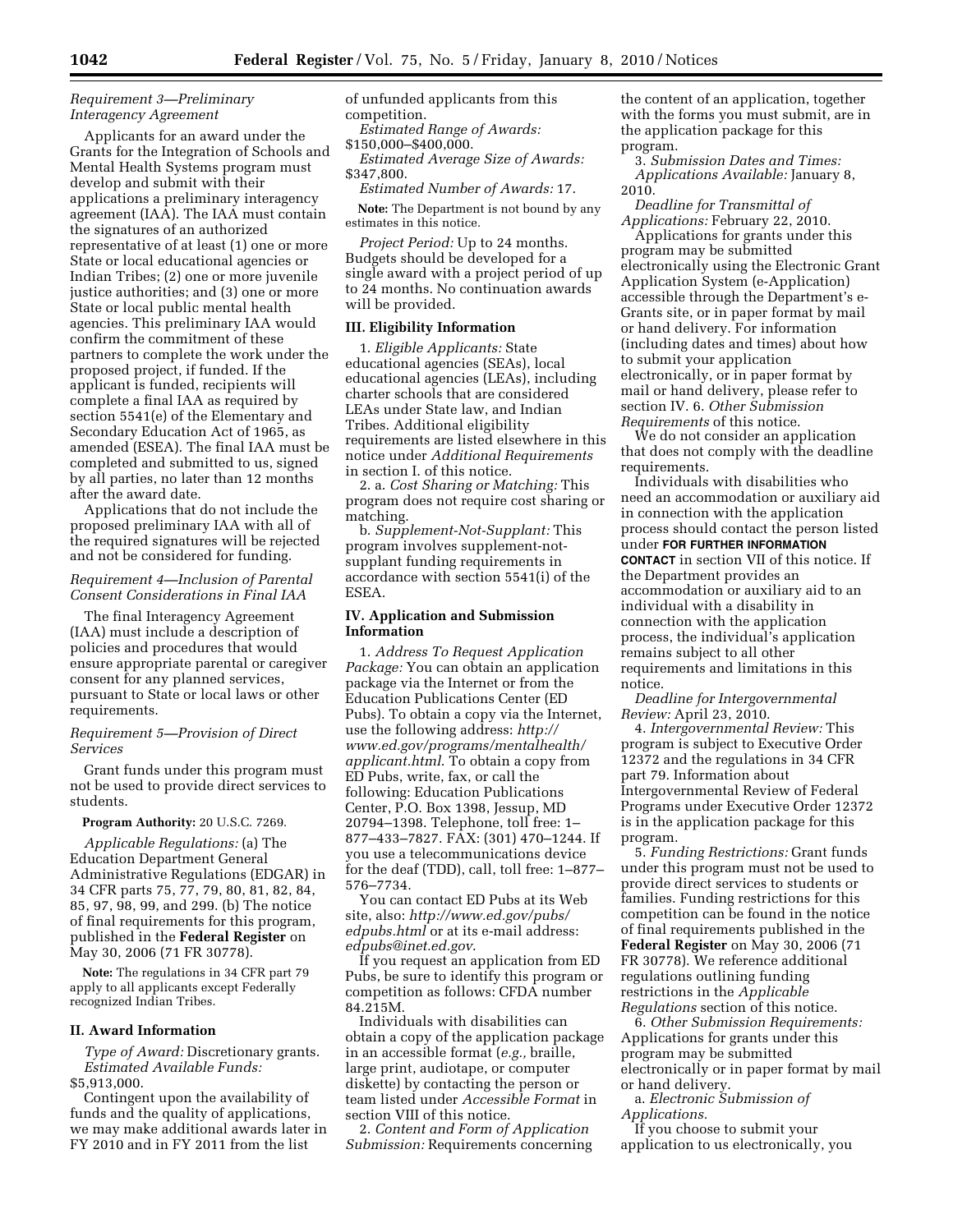*Requirement 3—Preliminary Interagency Agreement*

Applicants for an award under the Grants for the Integration of Schools and Mental Health Systems program must develop and submit with their applications a preliminary interagency agreement (IAA). The IAA must contain the signatures of an authorized representative of at least (1) one or more State or local educational agencies or Indian Tribes; (2) one or more juvenile justice authorities; and (3) one or more State or local public mental health agencies. This preliminary IAA would confirm the commitment of these partners to complete the work under the proposed project, if funded. If the applicant is funded, recipients will complete a final IAA as required by section 5541(e) of the Elementary and Secondary Education Act of 1965, as amended (ESEA). The final IAA must be completed and submitted to us, signed by all parties, no later than 12 months after the award date.

Applications that do not include the proposed preliminary IAA with all of the required signatures will be rejected and not be considered for funding.

*Requirement 4—Inclusion of Parental Consent Considerations in Final IAA*

The final Interagency Agreement (IAA) must include a description of policies and procedures that would ensure appropriate parental or caregiver consent for any planned services, pursuant to State or local laws or other requirements.

*Requirement 5—Provision of Direct Services*

Grant funds under this program must not be used to provide direct services to students.

**Program Authority:** 20 U.S.C. 7269.

*Applicable Regulations:* (a) The Education Department General Administrative Regulations (EDGAR) in 34 CFR parts 75, 77, 79, 80, 81, 82, 84, 85, 97, 98, 99, and 299. (b) The notice of final requirements for this program, published in the **Federal Register** on May 30, 2006 (71 FR 30778).

**Note:** The regulations in 34 CFR part 79 apply to all applicants except Federally recognized Indian Tribes.

## II. Award Information

*Type of Award:* Discretionary grants.

*Estimated Available Funds:* $5,913,000.

Contingent upon the availability of funds and the quality of applications, we may make additional awards later in FY 2010 and in FY 2011 from the list of unfunded applicants from this competition.

*Estimated Range of Awards:* $150,000–$400,000.

*Estimated Average Size of Awards:* $347,800.

*Estimated Number of Awards:* 17.

**Note:** The Department is not bound by any estimates in this notice.

*Project Period:* Up to 24 months. Budgets should be developed for a single award with a project period of up to 24 months. No continuation awards will be provided.

## III. Eligibility Information

1. *Eligible Applicants:* State educational agencies (SEAs), local educational agencies (LEAs), including charter schools that are considered LEAs under State law, and Indian Tribes. Additional eligibility requirements are listed elsewhere in this notice under *Additional Requirements* in section I. of this notice.

2. a. *Cost Sharing or Matching:* This program does not require cost sharing or matching.

b. *Supplement-Not-Supplant:* This program involves supplement-not-supplant funding requirements in accordance with section 5541(i) of the ESEA.

## IV. Application and Submission Information

1. *Address To Request Application Package:* You can obtain an application package via the Internet or from the Education Publications Center (ED Pubs). To obtain a copy via the Internet, use the following address: *http://www.ed.gov/programs/mentalhealth/applicant.html*. To obtain a copy from ED Pubs, write, fax, or call the following: Education Publications Center, P.O. Box 1398, Jessup, MD 20794–1398. Telephone, toll free: 1–877–433–7827. FAX: (301) 470–1244. If you use a telecommunications device for the deaf (TDD), call, toll free: 1–877–576–7734.

You can contact ED Pubs at its Web site, also: *http://www.ed.gov/pubs/edpubs.html* or at its e-mail address: *edpubs@inet.ed.gov*.

If you request an application from ED Pubs, be sure to identify this program or competition as follows: CFDA number 84.215M.

Individuals with disabilities can obtain a copy of the application package in an accessible format (*e.g.,* braille, large print, audiotape, or computer diskette) by contacting the person or team listed under *Accessible Format* in section VIII of this notice.

2. *Content and Form of Application Submission:* Requirements concerning the content of an application, together with the forms you must submit, are in the application package for this program.

3. *Submission Dates and Times:*

*Applications Available:* January 8, 2010.

*Deadline for Transmittal of Applications:* February 22, 2010.

Applications for grants under this program may be submitted electronically using the Electronic Grant Application System (e-Application) accessible through the Department's e-Grants site, or in paper format by mail or hand delivery. For information (including dates and times) about how to submit your application electronically, or in paper format by mail or hand delivery, please refer to section IV. 6. *Other Submission Requirements* of this notice.

We do not consider an application that does not comply with the deadline requirements.

Individuals with disabilities who need an accommodation or auxiliary aid in connection with the application process should contact the person listed under **FOR FURTHER INFORMATION CONTACT** in section VII of this notice. If the Department provides an accommodation or auxiliary aid to an individual with a disability in connection with the application process, the individual's application remains subject to all other requirements and limitations in this notice.

*Deadline for Intergovernmental Review:* April 23, 2010.

4. *Intergovernmental Review:* This program is subject to Executive Order 12372 and the regulations in 34 CFR part 79. Information about Intergovernmental Review of Federal Programs under Executive Order 12372 is in the application package for this program.

5. *Funding Restrictions:* Grant funds under this program must not be used to provide direct services to students or families. Funding restrictions for this competition can be found in the notice of final requirements published in the **Federal Register** on May 30, 2006 (71 FR 30778). We reference additional regulations outlining funding restrictions in the *Applicable Regulations* section of this notice.

6. *Other Submission Requirements:* Applications for grants under this program may be submitted electronically or in paper format by mail or hand delivery.

a. *Electronic Submission of Applications.*

If you choose to submit your application to us electronically, you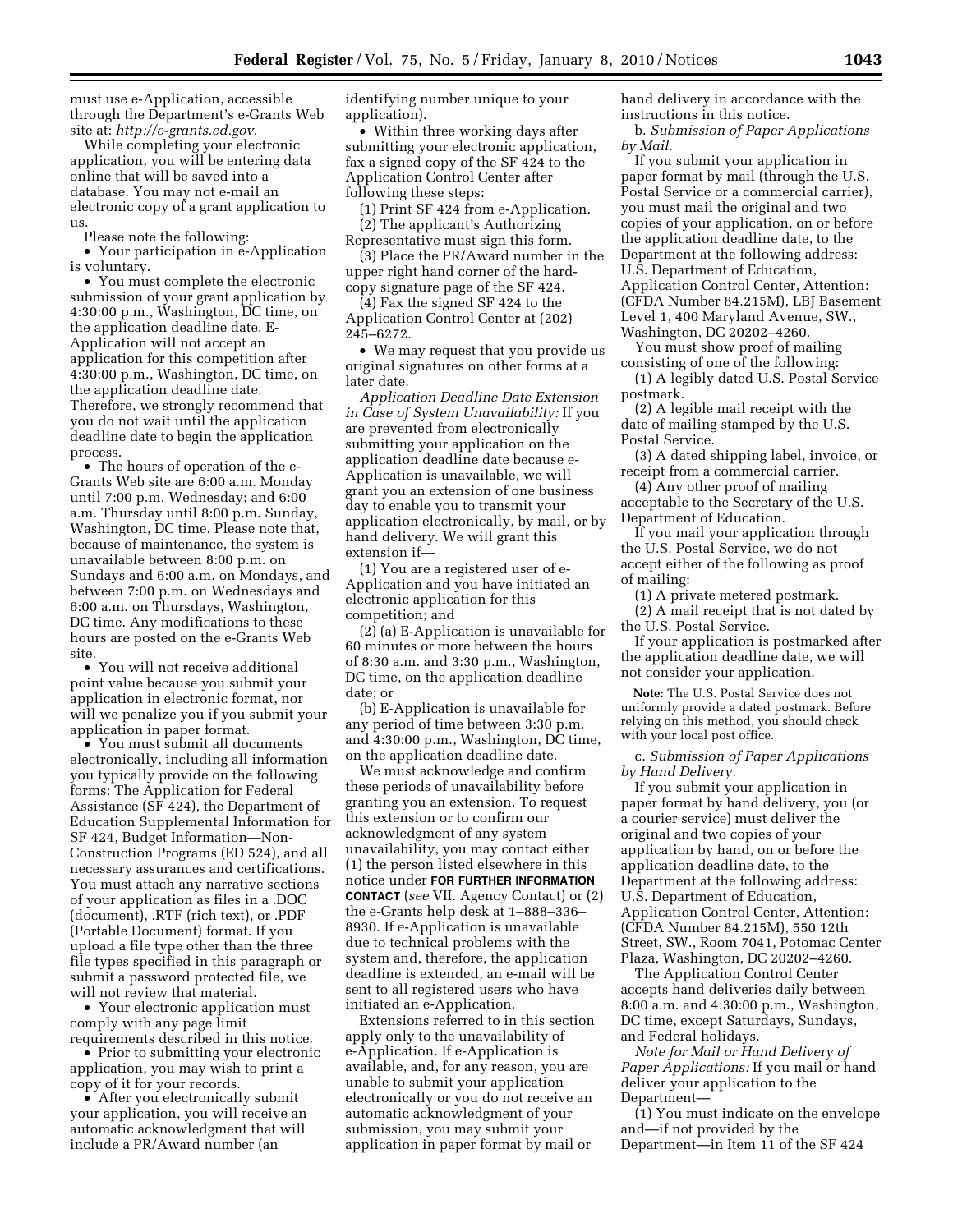must use e-Application, accessible through the Department's e-Grants Web site at: *http://e-grants.ed.gov*.

While completing your electronic application, you will be entering data online that will be saved into a database. You may not e-mail an electronic copy of a grant application to us.

Please note the following:

- Your participation in e-Application is voluntary.
- You must complete the electronic submission of your grant application by 4:30:00 p.m., Washington, DC time, on the application deadline date. E-Application will not accept an application for this competition after 4:30:00 p.m., Washington, DC time, on the application deadline date. Therefore, we strongly recommend that you do not wait until the application deadline date to begin the application process.
- The hours of operation of the e-Grants Web site are 6:00 a.m. Monday until 7:00 p.m. Wednesday; and 6:00 a.m. Thursday until 8:00 p.m. Sunday, Washington, DC time. Please note that, because of maintenance, the system is unavailable between 8:00 p.m. on Sundays and 6:00 a.m. on Mondays, and between 7:00 p.m. on Wednesdays and 6:00 a.m. on Thursdays, Washington, DC time. Any modifications to these hours are posted on the e-Grants Web site.
- You will not receive additional point value because you submit your application in electronic format, nor will we penalize you if you submit your application in paper format.
- You must submit all documents electronically, including all information you typically provide on the following forms: The Application for Federal Assistance (SF 424), the Department of Education Supplemental Information for SF 424, Budget Information—Non-Construction Programs (ED 524), and all necessary assurances and certifications. You must attach any narrative sections of your application as files in a .DOC (document), .RTF (rich text), or .PDF (Portable Document) format. If you upload a file type other than the three file types specified in this paragraph or submit a password protected file, we will not review that material.
- Your electronic application must comply with any page limit requirements described in this notice.
- Prior to submitting your electronic application, you may wish to print a copy of it for your records.
- After you electronically submit your application, you will receive an automatic acknowledgment that will include a PR/Award number (an identifying number unique to your application).
- Within three working days after submitting your electronic application, fax a signed copy of the SF 424 to the Application Control Center after following these steps:

(1) Print SF 424 from e-Application.

(2) The applicant's Authorizing Representative must sign this form.

(3) Place the PR/Award number in the upper right hand corner of the hard-copy signature page of the SF 424.

(4) Fax the signed SF 424 to the Application Control Center at (202) 245–6272.

- We may request that you provide us original signatures on other forms at a later date.

*Application Deadline Date Extension in Case of System Unavailability:* If you are prevented from electronically submitting your application on the application deadline date because e-Application is unavailable, we will grant you an extension of one business day to enable you to transmit your application electronically, by mail, or by hand delivery. We will grant this extension if—

(1) You are a registered user of e-Application and you have initiated an electronic application for this competition; and

(2) (a) E-Application is unavailable for 60 minutes or more between the hours of 8:30 a.m. and 3:30 p.m., Washington, DC time, on the application deadline date; or

(b) E-Application is unavailable for any period of time between 3:30 p.m. and 4:30:00 p.m., Washington, DC time, on the application deadline date.

We must acknowledge and confirm these periods of unavailability before granting you an extension. To request this extension or to confirm our acknowledgment of any system unavailability, you may contact either (1) the person listed elsewhere in this notice under **FOR FURTHER INFORMATION CONTACT** (*see* VII. Agency Contact) or (2) the e-Grants help desk at 1–888–336–8930. If e-Application is unavailable due to technical problems with the system and, therefore, the application deadline is extended, an e-mail will be sent to all registered users who have initiated an e-Application.

Extensions referred to in this section apply only to the unavailability of e-Application. If e-Application is available, and, for any reason, you are unable to submit your application electronically or you do not receive an automatic acknowledgment of your submission, you may submit your application in paper format by mail or hand delivery in accordance with the instructions in this notice.

b. *Submission of Paper Applications by Mail.*

If you submit your application in paper format by mail (through the U.S. Postal Service or a commercial carrier), you must mail the original and two copies of your application, on or before the application deadline date, to the Department at the following address: U.S. Department of Education, Application Control Center, Attention: (CFDA Number 84.215M), LBJ Basement Level 1, 400 Maryland Avenue, SW., Washington, DC 20202–4260.

You must show proof of mailing consisting of one of the following:

(1) A legibly dated U.S. Postal Service postmark.

(2) A legible mail receipt with the date of mailing stamped by the U.S. Postal Service.

(3) A dated shipping label, invoice, or receipt from a commercial carrier.

(4) Any other proof of mailing acceptable to the Secretary of the U.S. Department of Education.

If you mail your application through the U.S. Postal Service, we do not accept either of the following as proof of mailing:

(1) A private metered postmark.

(2) A mail receipt that is not dated by the U.S. Postal Service.

If your application is postmarked after the application deadline date, we will not consider your application.

**Note:** The U.S. Postal Service does not uniformly provide a dated postmark. Before relying on this method, you should check with your local post office.

c. *Submission of Paper Applications by Hand Delivery.*

If you submit your application in paper format by hand delivery, you (or a courier service) must deliver the original and two copies of your application by hand, on or before the application deadline date, to the Department at the following address: U.S. Department of Education, Application Control Center, Attention: (CFDA Number 84.215M), 550 12th Street, SW., Room 7041, Potomac Center Plaza, Washington, DC 20202–4260.

The Application Control Center accepts hand deliveries daily between 8:00 a.m. and 4:30:00 p.m., Washington, DC time, except Saturdays, Sundays, and Federal holidays.

*Note for Mail or Hand Delivery of Paper Applications:* If you mail or hand deliver your application to the Department—

(1) You must indicate on the envelope and—if not provided by the Department—in Item 11 of the SF 424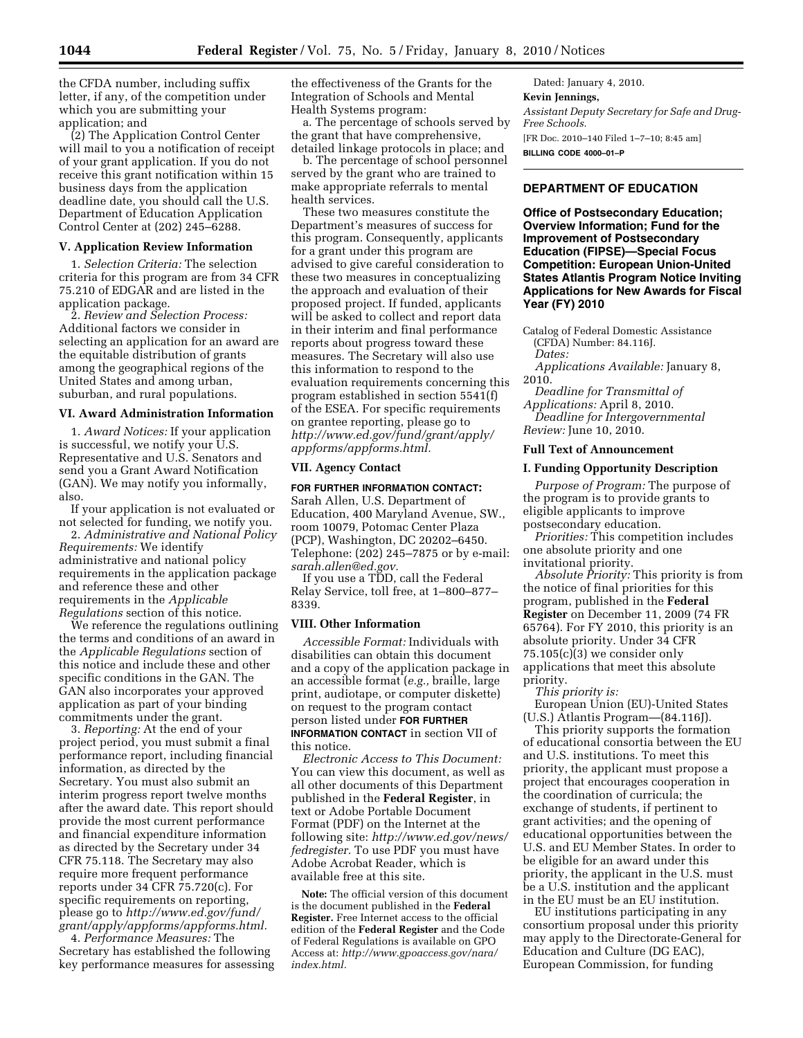the CFDA number, including suffix letter, if any, of the competition under which you are submitting your application; and

(2) The Application Control Center will mail to you a notification of receipt of your grant application. If you do not receive this grant notification within 15 business days from the application deadline date, you should call the U.S. Department of Education Application Control Center at (202) 245–6288.

### V. Application Review Information

1. *Selection Criteria:* The selection criteria for this program are from 34 CFR 75.210 of EDGAR and are listed in the application package.

2. *Review and Selection Process:* Additional factors we consider in selecting an application for an award are the equitable distribution of grants among the geographical regions of the United States and among urban, suburban, and rural populations.

### VI. Award Administration Information

1. *Award Notices:* If your application is successful, we notify your U.S. Representative and U.S. Senators and send you a Grant Award Notification (GAN). We may notify you informally, also.

If your application is not evaluated or not selected for funding, we notify you.

2. *Administrative and National Policy Requirements:* We identify administrative and national policy requirements in the application package and reference these and other requirements in the *Applicable Regulations* section of this notice.

We reference the regulations outlining the terms and conditions of an award in the *Applicable Regulations* section of this notice and include these and other specific conditions in the GAN. The GAN also incorporates your approved application as part of your binding commitments under the grant.

3. *Reporting:* At the end of your project period, you must submit a final performance report, including financial information, as directed by the Secretary. You must also submit an interim progress report twelve months after the award date. This report should provide the most current performance and financial expenditure information as directed by the Secretary under 34 CFR 75.118. The Secretary may also require more frequent performance reports under 34 CFR 75.720(c). For specific requirements on reporting, please go to *http://www.ed.gov/fund/grant/apply/appforms/appforms.html.*

4. *Performance Measures:* The Secretary has established the following key performance measures for assessing the effectiveness of the Grants for the Integration of Schools and Mental Health Systems program:

a. The percentage of schools served by the grant that have comprehensive, detailed linkage protocols in place; and

b. The percentage of school personnel served by the grant who are trained to make appropriate referrals to mental health services.

These two measures constitute the Department's measures of success for this program. Consequently, applicants for a grant under this program are advised to give careful consideration to these two measures in conceptualizing the approach and evaluation of their proposed project. If funded, applicants will be asked to collect and report data in their interim and final performance reports about progress toward these measures. The Secretary will also use this information to respond to the evaluation requirements concerning this program established in section 5541(f) of the ESEA. For specific requirements on grantee reporting, please go to *http://www.ed.gov/fund/grant/apply/appforms/appforms.html.*

### VII. Agency Contact

**FOR FURTHER INFORMATION CONTACT:** Sarah Allen, U.S. Department of Education, 400 Maryland Avenue, SW., room 10079, Potomac Center Plaza (PCP), Washington, DC 20202–6450. Telephone: (202) 245–7875 or by e-mail: *sarah.allen@ed.gov.*

If you use a TDD, call the Federal Relay Service, toll free, at 1–800–877–8339.

### VIII. Other Information

*Accessible Format:* Individuals with disabilities can obtain this document and a copy of the application package in an accessible format (*e.g.,* braille, large print, audiotape, or computer diskette) on request to the program contact person listed under **FOR FURTHER INFORMATION CONTACT** in section VII of this notice.

*Electronic Access to This Document:* You can view this document, as well as all other documents of this Department published in the **Federal Register**, in text or Adobe Portable Document Format (PDF) on the Internet at the following site: *http://www.ed.gov/news/fedregister.* To use PDF you must have Adobe Acrobat Reader, which is available free at this site.

**Note:** The official version of this document is the document published in the **Federal Register.** Free Internet access to the official edition of the **Federal Register** and the Code of Federal Regulations is available on GPO Access at: *http://www.gpoaccess.gov/nara/index.html.*

Dated: January 4, 2010.

**Kevin Jennings,**

*Assistant Deputy Secretary for Safe and Drug-Free Schools.*

[FR Doc. 2010–140 Filed 1–7–10; 8:45 am]

**BILLING CODE 4000–01–P**

## DEPARTMENT OF EDUCATION

## Office of Postsecondary Education; Overview Information; Fund for the Improvement of Postsecondary Education (FIPSE)—Special Focus Competition: European Union-United States Atlantis Program Notice Inviting Applications for New Awards for Fiscal Year (FY) 2010

Catalog of Federal Domestic Assistance (CFDA) Number: 84.116J.

*Dates:*

*Applications Available:* January 8, 2010.

*Deadline for Transmittal of Applications:* April 8, 2010.

*Deadline for Intergovernmental Review:* June 10, 2010.

### Full Text of Announcement

### I. Funding Opportunity Description

*Purpose of Program:* The purpose of the program is to provide grants to eligible applicants to improve postsecondary education.

*Priorities:* This competition includes one absolute priority and one invitational priority.

*Absolute Priority:* This priority is from the notice of final priorities for this program, published in the **Federal Register** on December 11, 2009 (74 FR 65764). For FY 2010, this priority is an absolute priority. Under 34 CFR 75.105(c)(3) we consider only applications that meet this absolute priority.

*This priority is:*

European Union (EU)-United States (U.S.) Atlantis Program—(84.116J).

This priority supports the formation of educational consortia between the EU and U.S. institutions. To meet this priority, the applicant must propose a project that encourages cooperation in the coordination of curricula; the exchange of students, if pertinent to grant activities; and the opening of educational opportunities between the U.S. and EU Member States. In order to be eligible for an award under this priority, the applicant in the U.S. must be a U.S. institution and the applicant in the EU must be an EU institution.

EU institutions participating in any consortium proposal under this priority may apply to the Directorate-General for Education and Culture (DG EAC), European Commission, for funding